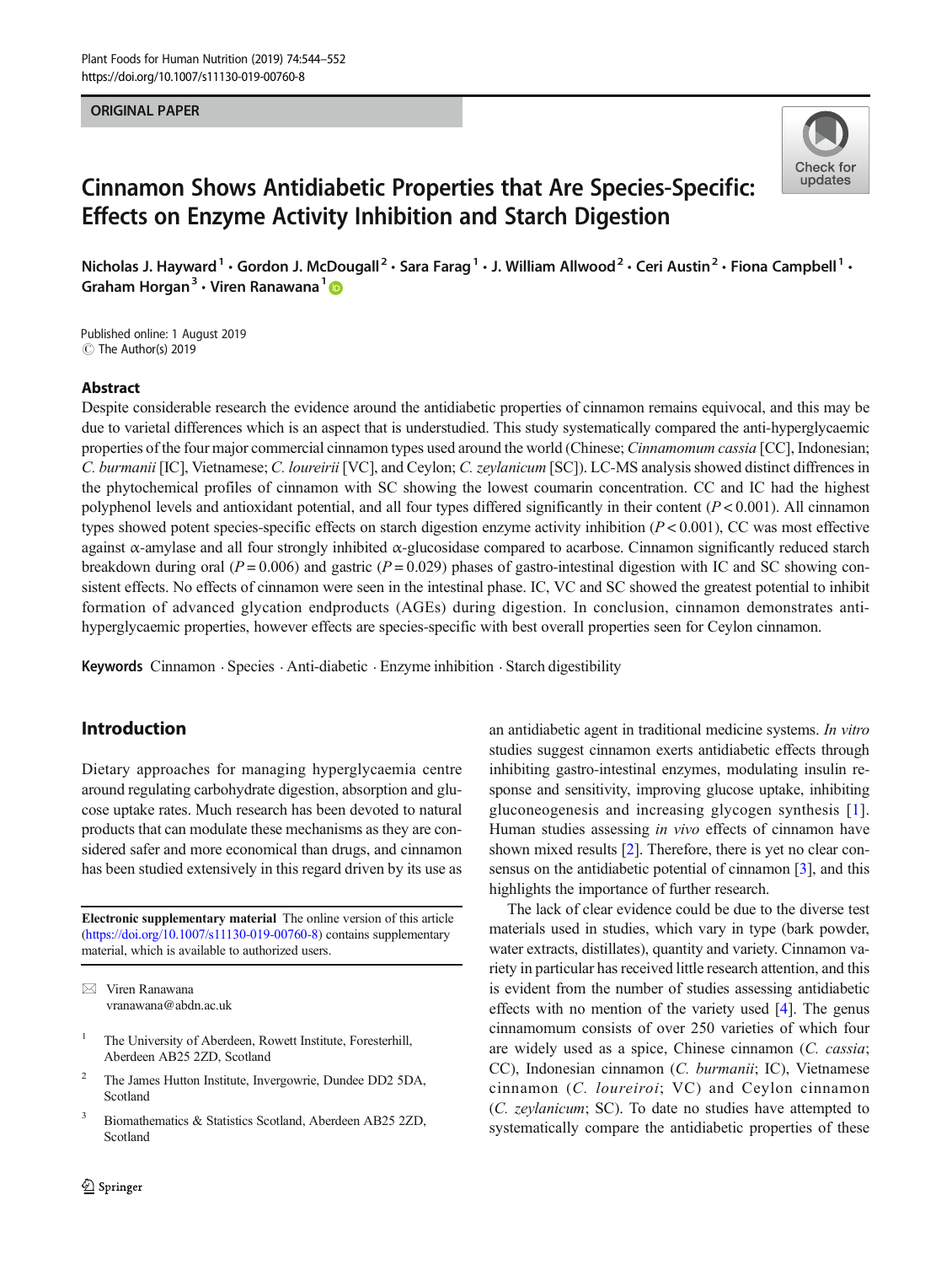ORIGINAL PAPER

# Cinnamon Shows Antidiabetic Properties that Are Species-Specific: Effects on Enzyme Activity Inhibition and Starch Digestion

Nicholas J. Hayward[1] · Gordon J. McDougall[2] · Sara Farag[1] · J. William Allwood[2] · Ceri Austin[2] · Fiona Campbell[1] · Graham Horgan[3] · Viren Ranawana[1]

Published online: 1 August 2019
© The Author(s) 2019

## Abstract

Despite considerable research the evidence around the antidiabetic properties of cinnamon remains equivocal, and this may be due to varietal differences which is an aspect that is understudied. This study systematically compared the anti-hyperglycaemic properties of the four major commercial cinnamon types used around the world (Chinese; *Cinnamomum cassia* [CC], Indonesian; *C. burmanii* [IC], Vietnamese; *C. loureirii* [VC], and Ceylon; *C. zeylanicum* [SC]). LC-MS analysis showed distinct diffrences in the phytochemical profiles of cinnamon with SC showing the lowest coumarin concentration. CC and IC had the highest polyphenol levels and antioxidant potential, and all four types differed significantly in their content ($P < 0.001$). All cinnamon types showed potent species-specific effects on starch digestion enzyme activity inhibition ($P < 0.001$), CC was most effective against α-amylase and all four strongly inhibited α-glucosidase compared to acarbose. Cinnamon significantly reduced starch breakdown during oral ($P = 0.006$) and gastric ($P = 0.029$) phases of gastro-intestinal digestion with IC and SC showing consistent effects. No effects of cinnamon were seen in the intestinal phase. IC, VC and SC showed the greatest potential to inhibit formation of advanced glycation endproducts (AGEs) during digestion. In conclusion, cinnamon demonstrates anti-hyperglycaemic properties, however effects are species-specific with best overall properties seen for Ceylon cinnamon.

**Keywords** Cinnamon · Species · Anti-diabetic · Enzyme inhibition · Starch digestibility

## Introduction

Dietary approaches for managing hyperglycaemia centre around regulating carbohydrate digestion, absorption and glucose uptake rates. Much research has been devoted to natural products that can modulate these mechanisms as they are considered safer and more economical than drugs, and cinnamon has been studied extensively in this regard driven by its use as an antidiabetic agent in traditional medicine systems. *In vitro* studies suggest cinnamon exerts antidiabetic effects through inhibiting gastro-intestinal enzymes, modulating insulin response and sensitivity, improving glucose uptake, inhibiting gluconeogenesis and increasing glycogen synthesis [1]. Human studies assessing *in vivo* effects of cinnamon have shown mixed results [2]. Therefore, there is yet no clear consensus on the antidiabetic potential of cinnamon [3], and this highlights the importance of further research.

The lack of clear evidence could be due to the diverse test materials used in studies, which vary in type (bark powder, water extracts, distillates), quantity and variety. Cinnamon variety in particular has received little research attention, and this is evident from the number of studies assessing antidiabetic effects with no mention of the variety used [4]. The genus cinnamomum consists of over 250 varieties of which four are widely used as a spice, Chinese cinnamon (*C. cassia*; CC), Indonesian cinnamon (*C. burmanii*; IC), Vietnamese cinnamon (*C. loureiroi*; VC) and Ceylon cinnamon (*C. zeylanicum*; SC). To date no studies have attempted to systematically compare the antidiabetic properties of these

**Electronic supplementary material** The online version of this article (https://doi.org/10.1007/s11130-019-00760-8) contains supplementary material, which is available to authorized users.

✉ Viren Ranawana
vranawana@abdn.ac.uk

[1] The University of Aberdeen, Rowett Institute, Foresterhill, Aberdeen AB25 2ZD, Scotland

[2] The James Hutton Institute, Invergowrie, Dundee DD2 5DA, Scotland

[3] Biomathematics & Statistics Scotland, Aberdeen AB25 2ZD, Scotland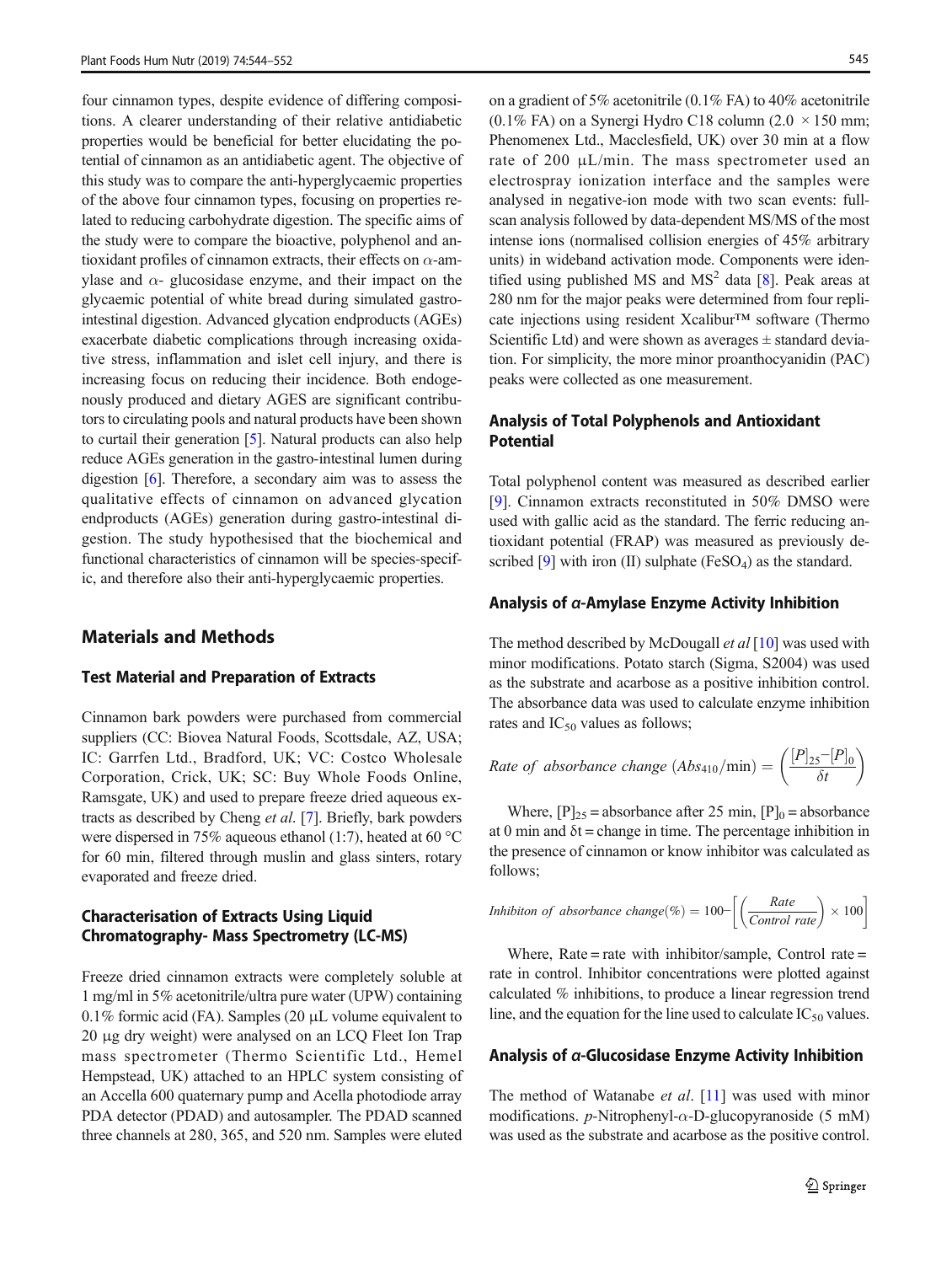four cinnamon types, despite evidence of differing compositions. A clearer understanding of their relative antidiabetic properties would be beneficial for better elucidating the potential of cinnamon as an antidiabetic agent. The objective of this study was to compare the anti-hyperglycaemic properties of the above four cinnamon types, focusing on properties related to reducing carbohydrate digestion. The specific aims of the study were to compare the bioactive, polyphenol and antioxidant profiles of cinnamon extracts, their effects on $\alpha$-amylase and $\alpha$- glucosidase enzyme, and their impact on the glycaemic potential of white bread during simulated gastrointestinal digestion. Advanced glycation endproducts (AGEs) exacerbate diabetic complications through increasing oxidative stress, inflammation and islet cell injury, and there is increasing focus on reducing their incidence. Both endogenously produced and dietary AGES are significant contributors to circulating pools and natural products have been shown to curtail their generation [5]. Natural products can also help reduce AGEs generation in the gastro-intestinal lumen during digestion [6]. Therefore, a secondary aim was to assess the qualitative effects of cinnamon on advanced glycation endproducts (AGEs) generation during gastro-intestinal digestion. The study hypothesised that the biochemical and functional characteristics of cinnamon will be species-specific, and therefore also their anti-hyperglycaemic properties.

## Materials and Methods

### Test Material and Preparation of Extracts

Cinnamon bark powders were purchased from commercial suppliers (CC: Biovea Natural Foods, Scottsdale, AZ, USA; IC: Garrfen Ltd., Bradford, UK; VC: Costco Wholesale Corporation, Crick, UK; SC: Buy Whole Foods Online, Ramsgate, UK) and used to prepare freeze dried aqueous extracts as described by Cheng *et al*. [7]. Briefly, bark powders were dispersed in 75% aqueous ethanol (1:7), heated at 60 °C for 60 min, filtered through muslin and glass sinters, rotary evaporated and freeze dried.

### Characterisation of Extracts Using Liquid Chromatography- Mass Spectrometry (LC-MS)

Freeze dried cinnamon extracts were completely soluble at 1 mg/ml in 5% acetonitrile/ultra pure water (UPW) containing 0.1% formic acid (FA). Samples (20 μL volume equivalent to 20 μg dry weight) were analysed on an LCQ Fleet Ion Trap mass spectrometer (Thermo Scientific Ltd., Hemel Hempstead, UK) attached to an HPLC system consisting of an Accella 600 quaternary pump and Acella photodiode array PDA detector (PDAD) and autosampler. The PDAD scanned three channels at 280, 365, and 520 nm. Samples were eluted on a gradient of 5% acetonitrile (0.1% FA) to 40% acetonitrile (0.1% FA) on a Synergi Hydro C18 column (2.0 × 150 mm; Phenomenex Ltd., Macclesfield, UK) over 30 min at a flow rate of 200 μL/min. The mass spectrometer used an electrospray ionization interface and the samples were analysed in negative-ion mode with two scan events: full-scan analysis followed by data-dependent MS/MS of the most intense ions (normalised collision energies of 45% arbitrary units) in wideband activation mode. Components were identified using published MS and $MS^2$ data [8]. Peak areas at 280 nm for the major peaks were determined from four replicate injections using resident Xcalibur™ software (Thermo Scientific Ltd) and were shown as averages ± standard deviation. For simplicity, the more minor proanthocyanidin (PAC) peaks were collected as one measurement.

### Analysis of Total Polyphenols and Antioxidant Potential

Total polyphenol content was measured as described earlier [9]. Cinnamon extracts reconstituted in 50% DMSO were used with gallic acid as the standard. The ferric reducing antioxidant potential (FRAP) was measured as previously described [9] with iron (II) sulphate ($FeSO_4$) as the standard.

### Analysis of $\alpha$-Amylase Enzyme Activity Inhibition

The method described by McDougall *et al* [10] was used with minor modifications. Potato starch (Sigma, S2004) was used as the substrate and acarbose as a positive inhibition control. The absorbance data was used to calculate enzyme inhibition rates and $IC_{50}$ values as follows;

$$Rate\ of\ absorbance\ change\ (Abs_{410}/\text{min}) = \left(\frac{[P]_{25} - [P]_0}{\delta t}\right)$$

Where, $[P]_{25}$ = absorbance after 25 min, $[P]_0$ = absorbance at 0 min and $\delta$t = change in time. The percentage inhibition in the presence of cinnamon or know inhibitor was calculated as follows;

$$Inhibiton\ of\ absorbance\ change(\%) = 100 - \left[\left(\frac{Rate}{Control\ rate}\right) \times 100\right]$$

Where, Rate = rate with inhibitor/sample, Control rate = rate in control. Inhibitor concentrations were plotted against calculated % inhibitions, to produce a linear regression trend line, and the equation for the line used to calculate $IC_{50}$ values.

### Analysis of $\alpha$-Glucosidase Enzyme Activity Inhibition

The method of Watanabe *et al*. [11] was used with minor modifications. *p*-Nitrophenyl-$\alpha$-D-glucopyranoside (5 mM) was used as the substrate and acarbose as the positive control.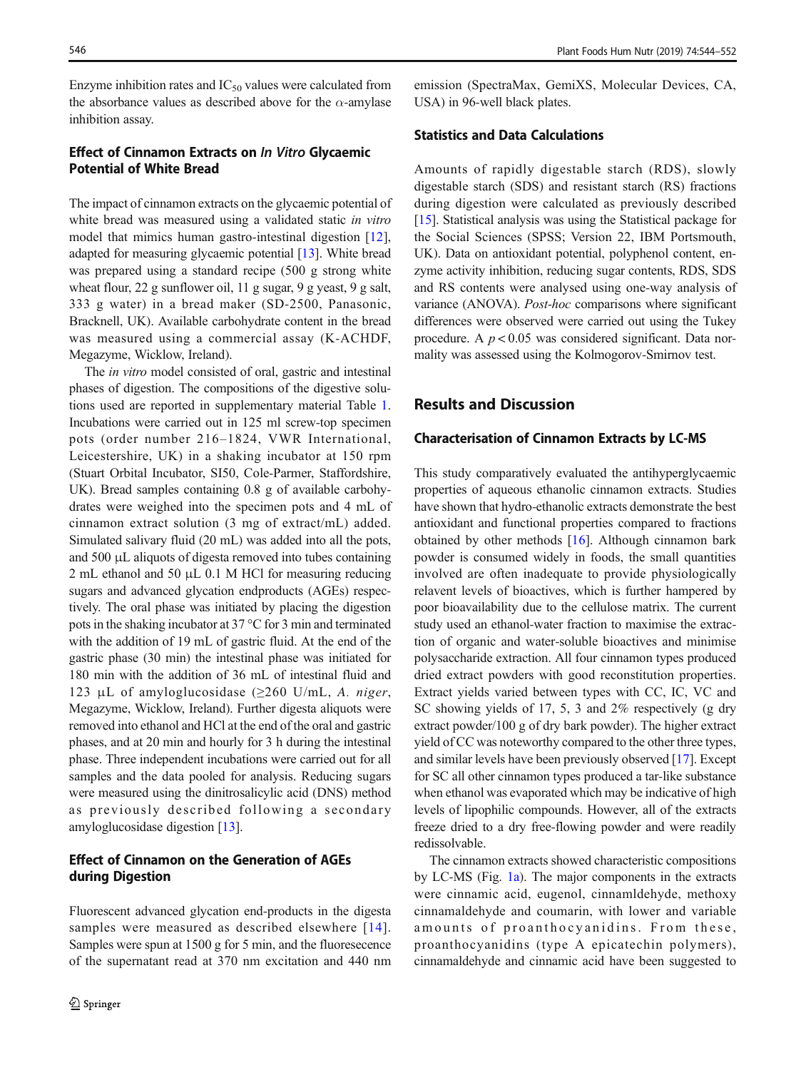Enzyme inhibition rates and $IC_{50}$ values were calculated from the absorbance values as described above for the $\alpha$-amylase inhibition assay.

### Effect of Cinnamon Extracts on *In Vitro* Glycaemic Potential of White Bread

The impact of cinnamon extracts on the glycaemic potential of white bread was measured using a validated static *in vitro* model that mimics human gastro-intestinal digestion [12], adapted for measuring glycaemic potential [13]. White bread was prepared using a standard recipe (500 g strong white wheat flour, 22 g sunflower oil, 11 g sugar, 9 g yeast, 9 g salt, 333 g water) in a bread maker (SD-2500, Panasonic, Bracknell, UK). Available carbohydrate content in the bread was measured using a commercial assay (K-ACHDF, Megazyme, Wicklow, Ireland).

The *in vitro* model consisted of oral, gastric and intestinal phases of digestion. The compositions of the digestive solutions used are reported in supplementary material Table 1. Incubations were carried out in 125 ml screw-top specimen pots (order number 216–1824, VWR International, Leicestershire, UK) in a shaking incubator at 150 rpm (Stuart Orbital Incubator, SI50, Cole-Parmer, Staffordshire, UK). Bread samples containing 0.8 g of available carbohydrates were weighed into the specimen pots and 4 mL of cinnamon extract solution (3 mg of extract/mL) added. Simulated salivary fluid (20 mL) was added into all the pots, and 500 μL aliquots of digesta removed into tubes containing 2 mL ethanol and 50 μL 0.1 M HCl for measuring reducing sugars and advanced glycation endproducts (AGEs) respectively. The oral phase was initiated by placing the digestion pots in the shaking incubator at 37 °C for 3 min and terminated with the addition of 19 mL of gastric fluid. At the end of the gastric phase (30 min) the intestinal phase was initiated for 180 min with the addition of 36 mL of intestinal fluid and 123 μL of amyloglucosidase (≥260 U/mL, *A. niger*, Megazyme, Wicklow, Ireland). Further digesta aliquots were removed into ethanol and HCl at the end of the oral and gastric phases, and at 20 min and hourly for 3 h during the intestinal phase. Three independent incubations were carried out for all samples and the data pooled for analysis. Reducing sugars were measured using the dinitrosalicylic acid (DNS) method as previously described following a secondary amyloglucosidase digestion [13].

### Effect of Cinnamon on the Generation of AGEs during Digestion

Fluorescent advanced glycation end-products in the digesta samples were measured as described elsewhere [14]. Samples were spun at 1500 g for 5 min, and the fluoresecence of the supernatant read at 370 nm excitation and 440 nm emission (SpectraMax, GemiXS, Molecular Devices, CA, USA) in 96-well black plates.

### Statistics and Data Calculations

Amounts of rapidly digestable starch (RDS), slowly digestable starch (SDS) and resistant starch (RS) fractions during digestion were calculated as previously described [15]. Statistical analysis was using the Statistical package for the Social Sciences (SPSS; Version 22, IBM Portsmouth, UK). Data on antioxidant potential, polyphenol content, enzyme activity inhibition, reducing sugar contents, RDS, SDS and RS contents were analysed using one-way analysis of variance (ANOVA). *Post-hoc* comparisons where significant differences were observed were carried out using the Tukey procedure. A $p < 0.05$ was considered significant. Data normality was assessed using the Kolmogorov-Smirnov test.

## Results and Discussion

### Characterisation of Cinnamon Extracts by LC-MS

This study comparatively evaluated the antihyperglycaemic properties of aqueous ethanolic cinnamon extracts. Studies have shown that hydro-ethanolic extracts demonstrate the best antioxidant and functional properties compared to fractions obtained by other methods [16]. Although cinnamon bark powder is consumed widely in foods, the small quantities involved are often inadequate to provide physiologically relavent levels of bioactives, which is further hampered by poor bioavailability due to the cellulose matrix. The current study used an ethanol-water fraction to maximise the extraction of organic and water-soluble bioactives and minimise polysaccharide extraction. All four cinnamon types produced dried extract powders with good reconstitution properties. Extract yields varied between types with CC, IC, VC and SC showing yields of 17, 5, 3 and 2% respectively (g dry extract powder/100 g of dry bark powder). The higher extract yield of CC was noteworthy compared to the other three types, and similar levels have been previously observed [17]. Except for SC all other cinnamon types produced a tar-like substance when ethanol was evaporated which may be indicative of high levels of lipophilic compounds. However, all of the extracts freeze dried to a dry free-flowing powder and were readily redissolvable.

The cinnamon extracts showed characteristic compositions by LC-MS (Fig. 1a). The major components in the extracts were cinnamic acid, eugenol, cinnamldehyde, methoxy cinnamaldehyde and coumarin, with lower and variable amounts of proanthocyanidins. From these, proanthocyanidins (type A epicatechin polymers), cinnamaldehyde and cinnamic acid have been suggested to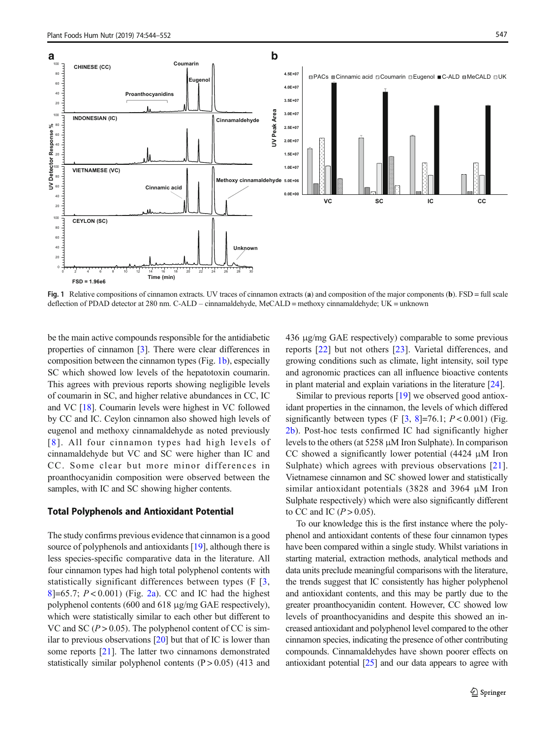Fig. 1 Relative compositions of cinnamon extracts. UV traces of cinnamon extracts (**a**) and composition of the major components (**b**). FSD = full scale deflection of PDAD detector at 280 nm. C-ALD – cinnamaldehyde, MeCALD = methoxy cinnamaldehyde; UK = unknown

be the main active compounds responsible for the antidiabetic properties of cinnamon [3]. There were clear differences in composition between the cinnamon types (Fig. 1b), especially SC which showed low levels of the hepatotoxin coumarin. This agrees with previous reports showing negligible levels of coumarin in SC, and higher relative abundances in CC, IC and VC [18]. Coumarin levels were highest in VC followed by CC and IC. Ceylon cinnamon also showed high levels of eugenol and methoxy cinnamaldehyde as noted previously [8]. All four cinnamon types had high levels of cinnamaldehyde but VC and SC were higher than IC and CC. Some clear but more minor differences in proanthocyanidin composition were observed between the samples, with IC and SC showing higher contents.

## Total Polyphenols and Antioxidant Potential

The study confirms previous evidence that cinnamon is a good source of polyphenols and antioxidants [19], although there is less species-specific comparative data in the literature. All four cinnamon types had high total polyphenol contents with statistically significant differences between types ($F_{[3, 8]}=65.7$; $P < 0.001$) (Fig. 2a). CC and IC had the highest polyphenol contents (600 and 618 μg/mg GAE respectively), which were statistically similar to each other but different to VC and SC ($P > 0.05$). The polyphenol content of CC is similar to previous observations [20] but that of IC is lower than some reports [21]. The latter two cinnamons demonstrated statistically similar polyphenol contents ($P > 0.05$) (413 and 436 μg/mg GAE respectively) comparable to some previous reports [22] but not others [23]. Varietal differences, and growing conditions such as climate, light intensity, soil type and agronomic practices can all influence bioactive contents in plant material and explain variations in the literature [24].

Similar to previous reports [19] we observed good antioxidant properties in the cinnamon, the levels of which differed significantly between types ($F_{[3, 8]}=76.1$; $P < 0.001$) (Fig. 2b). Post-hoc tests confirmed IC had significantly higher levels to the others (at 5258 μM Iron Sulphate). In comparison CC showed a significantly lower potential (4424 μM Iron Sulphate) which agrees with previous observations [21]. Vietnamese cinnamon and SC showed lower and statistically similar antioxidant potentials (3828 and 3964 μM Iron Sulphate respectively) which were also significantly different to CC and IC ($P > 0.05$).

To our knowledge this is the first instance where the polyphenol and antioxidant contents of these four cinnamon types have been compared within a single study. Whilst variations in starting material, extraction methods, analytical methods and data units preclude meaningful comparisons with the literature, the trends suggest that IC consistently has higher polyphenol and antioxidant contents, and this may be partly due to the greater proanthocyanidin content. However, CC showed low levels of proanthocyanidins and despite this showed an increased antioxidant and polyphenol level compared to the other cinnamon species, indicating the presence of other contributing compounds. Cinnamaldehydes have shown poorer effects on antioxidant potential [25] and our data appears to agree with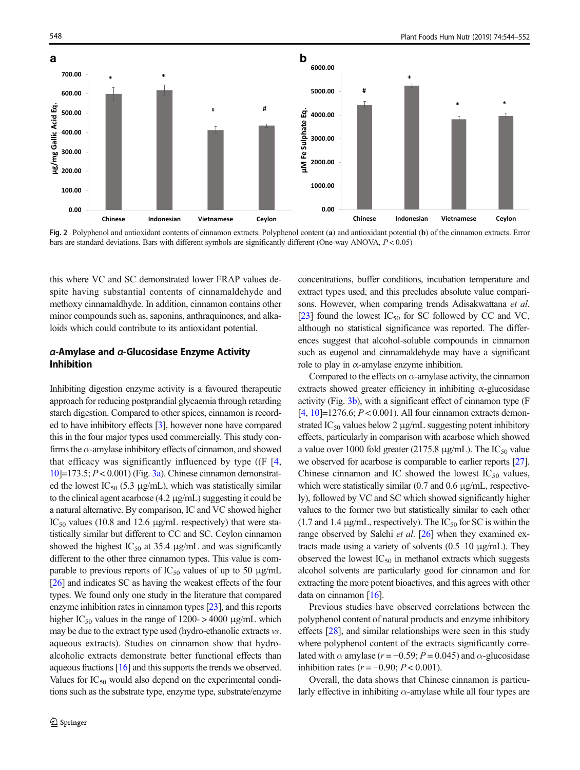Fig. 2 Polyphenol and antioxidant contents of cinnamon extracts. Polyphenol content (**a**) and antioxidant potential (**b**) of the cinnamon extracts. Error bars are standard deviations. Bars with different symbols are significantly different (One-way ANOVA, $P < 0.05$)

this where VC and SC demonstrated lower FRAP values despite having substantial contents of cinnamaldehyde and methoxy cinnamaldhyde. In addition, cinnamon contains other minor compounds such as, saponins, anthraquinones, and alkaloids which could contribute to its antioxidant potential.

### *α*-Amylase and *α*-Glucosidase Enzyme Activity Inhibition

Inhibiting digestion enzyme activity is a favoured therapeutic approach for reducing postprandial glycaemia through retarding starch digestion. Compared to other spices, cinnamon is recorded to have inhibitory effects [3], however none have compared this in the four major types used commercially. This study confirms the α-amylase inhibitory effects of cinnamon, and showed that efficacy was significantly influenced by type ((F [4, 10]=173.5; $P < 0.001$) (Fig. 3a). Chinese cinnamon demonstrated the lowest $IC_{50}$ (5.3 μg/mL), which was statistically similar to the clinical agent acarbose (4.2 μg/mL) suggesting it could be a natural alternative. By comparison, IC and VC showed higher $IC_{50}$ values (10.8 and 12.6 μg/mL respectively) that were statistically similar but different to CC and SC. Ceylon cinnamon showed the highest $IC_{50}$ at 35.4 μg/mL and was significantly different to the other three cinnamon types. This value is comparable to previous reports of $IC_{50}$ values of up to 50 μg/mL [26] and indicates SC as having the weakest effects of the four types. We found only one study in the literature that compared enzyme inhibition rates in cinnamon types [23], and this reports higher $IC_{50}$ values in the range of 1200- > 4000 μg/mL which may be due to the extract type used (hydro-ethanolic extracts *vs*. aqueous extracts). Studies on cinnamon show that hydro-alcoholic extracts demonstrate better functional effects than aqueous fractions [16] and this supports the trends we observed. Values for $IC_{50}$ would also depend on the experimental conditions such as the substrate type, enzyme type, substrate/enzyme concentrations, buffer conditions, incubation temperature and extract types used, and this precludes absolute value comparisons. However, when comparing trends Adisakwattana *et al*. [23] found the lowest $IC_{50}$ for SC followed by CC and VC, although no statistical significance was reported. The differences suggest that alcohol-soluble compounds in cinnamon such as eugenol and cinnamaldehyde may have a significant role to play in α-amylase enzyme inhibition.

Compared to the effects on α-amylase activity, the cinnamon extracts showed greater efficiency in inhibiting α-glucosidase activity (Fig. 3b), with a significant effect of cinnamon type (F [4, 10]=1276.6; $P < 0.001$). All four cinnamon extracts demonstrated $IC_{50}$ values below 2 μg/mL suggesting potent inhibitory effects, particularly in comparison with acarbose which showed a value over 1000 fold greater (2175.8 μg/mL). The $IC_{50}$ value we observed for acarbose is comparable to earlier reports [27]. Chinese cinnamon and IC showed the lowest $IC_{50}$ values, which were statistically similar (0.7 and 0.6 μg/mL, respectively), followed by VC and SC which showed significantly higher values to the former two but statistically similar to each other (1.7 and 1.4 μg/mL, respectively). The $IC_{50}$ for SC is within the range observed by Salehi *et al*. [26] when they examined extracts made using a variety of solvents (0.5–10 μg/mL). They observed the lowest $IC_{50}$ in methanol extracts which suggests alcohol solvents are particularly good for cinnamon and for extracting the more potent bioactives, and this agrees with other data on cinnamon [16].

Previous studies have observed correlations between the polyphenol content of natural products and enzyme inhibitory effects [28], and similar relationships were seen in this study where polyphenol content of the extracts significantly correlated with α amylase ($r = -0.59$; $P = 0.045$) and α-glucosidase inhibition rates ($r = -0.90$; $P < 0.001$).

Overall, the data shows that Chinese cinnamon is particularly effective in inhibiting α-amylase while all four types are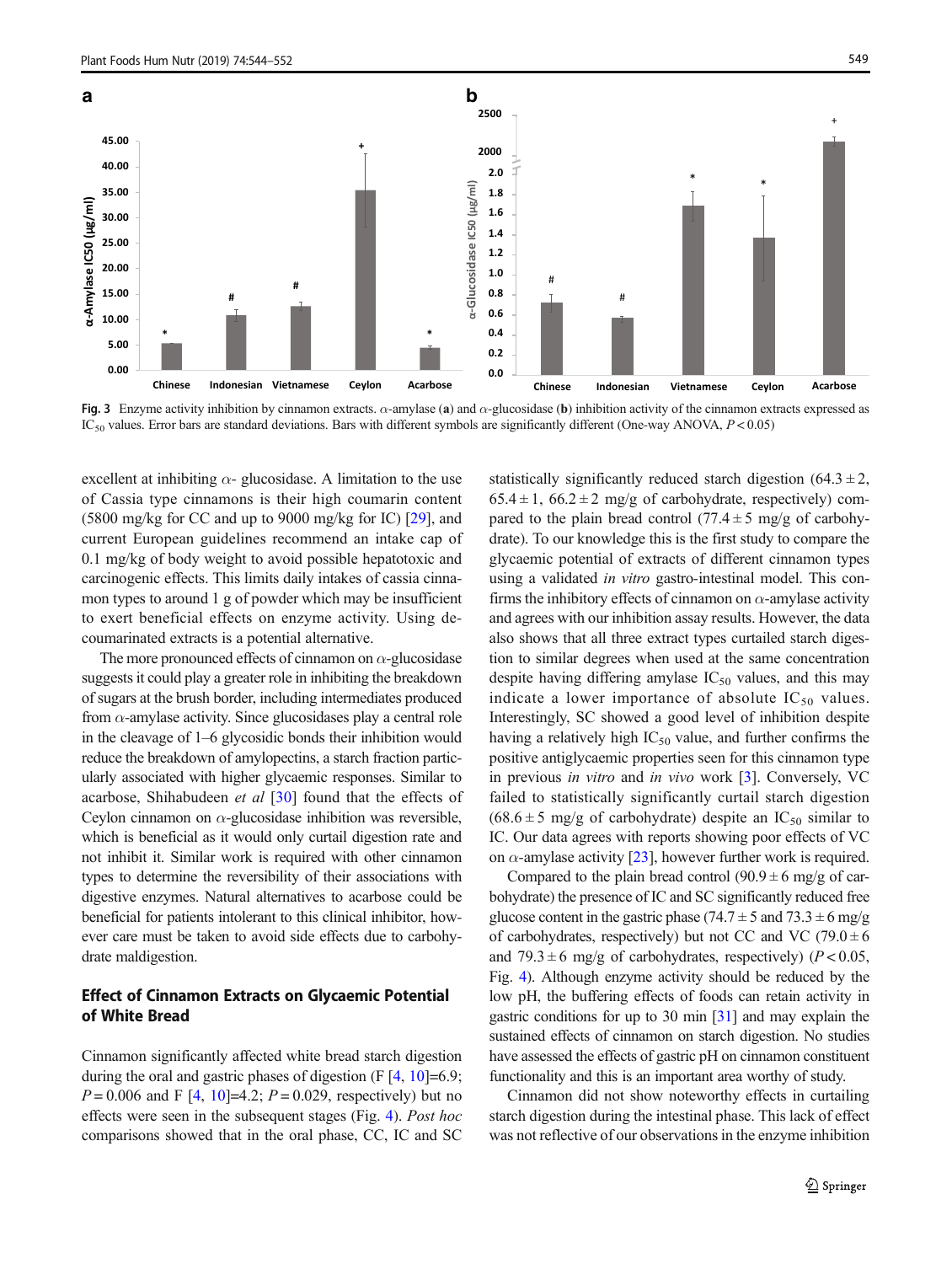Fig. 3 Enzyme activity inhibition by cinnamon extracts. α-amylase (**a**) and α-glucosidase (**b**) inhibition activity of the cinnamon extracts expressed as $IC_{50}$ values. Error bars are standard deviations. Bars with different symbols are significantly different (One-way ANOVA, $P < 0.05$)

excellent at inhibiting α- glucosidase. A limitation to the use of Cassia type cinnamons is their high coumarin content (5800 mg/kg for CC and up to 9000 mg/kg for IC) [29], and current European guidelines recommend an intake cap of 0.1 mg/kg of body weight to avoid possible hepatotoxic and carcinogenic effects. This limits daily intakes of cassia cinnamon types to around 1 g of powder which may be insufficient to exert beneficial effects on enzyme activity. Using de-coumarinated extracts is a potential alternative.

The more pronounced effects of cinnamon on α-glucosidase suggests it could play a greater role in inhibiting the breakdown of sugars at the brush border, including intermediates produced from α-amylase activity. Since glucosidases play a central role in the cleavage of 1–6 glycosidic bonds their inhibition would reduce the breakdown of amylopectins, a starch fraction particularly associated with higher glycaemic responses. Similar to acarbose, Shihabudeen *et al* [30] found that the effects of Ceylon cinnamon on α-glucosidase inhibition was reversible, which is beneficial as it would only curtail digestion rate and not inhibit it. Similar work is required with other cinnamon types to determine the reversibility of their associations with digestive enzymes. Natural alternatives to acarbose could be beneficial for patients intolerant to this clinical inhibitor, however care must be taken to avoid side effects due to carbohydrate maldigestion.

## Effect of Cinnamon Extracts on Glycaemic Potential of White Bread

Cinnamon significantly affected white bread starch digestion during the oral and gastric phases of digestion ($F_{[4, 10]}=6.9$; $P = 0.006$ and $F_{[4, 10]}=4.2$; $P = 0.029$, respectively) but no effects were seen in the subsequent stages (Fig. 4). *Post hoc* comparisons showed that in the oral phase, CC, IC and SC statistically significantly reduced starch digestion ($64.3 \pm 2$, $65.4 \pm 1$, $66.2 \pm 2$ mg/g of carbohydrate, respectively) compared to the plain bread control ($77.4 \pm 5$ mg/g of carbohydrate). To our knowledge this is the first study to compare the glycaemic potential of extracts of different cinnamon types using a validated *in vitro* gastro-intestinal model. This confirms the inhibitory effects of cinnamon on α-amylase activity and agrees with our inhibition assay results. However, the data also shows that all three extract types curtailed starch digestion to similar degrees when used at the same concentration despite having differing amylase $IC_{50}$ values, and this may indicate a lower importance of absolute $IC_{50}$ values. Interestingly, SC showed a good level of inhibition despite having a relatively high $IC_{50}$ value, and further confirms the positive antiglycaemic properties seen for this cinnamon type in previous *in vitro* and *in vivo* work [3]. Conversely, VC failed to statistically significantly curtail starch digestion ($68.6 \pm 5$ mg/g of carbohydrate) despite an $IC_{50}$ similar to IC. Our data agrees with reports showing poor effects of VC on α-amylase activity [23], however further work is required.

Compared to the plain bread control ($90.9 \pm 6$ mg/g of carbohydrate) the presence of IC and SC significantly reduced free glucose content in the gastric phase ($74.7 \pm 5$ and $73.3 \pm 6$ mg/g of carbohydrates, respectively) but not CC and VC ($79.0 \pm 6$ and $79.3 \pm 6$ mg/g of carbohydrates, respectively) ($P < 0.05$, Fig. 4). Although enzyme activity should be reduced by the low pH, the buffering effects of foods can retain activity in gastric conditions for up to 30 min [31] and may explain the sustained effects of cinnamon on starch digestion. No studies have assessed the effects of gastric pH on cinnamon constituent functionality and this is an important area worthy of study.

Cinnamon did not show noteworthy effects in curtailing starch digestion during the intestinal phase. This lack of effect was not reflective of our observations in the enzyme inhibition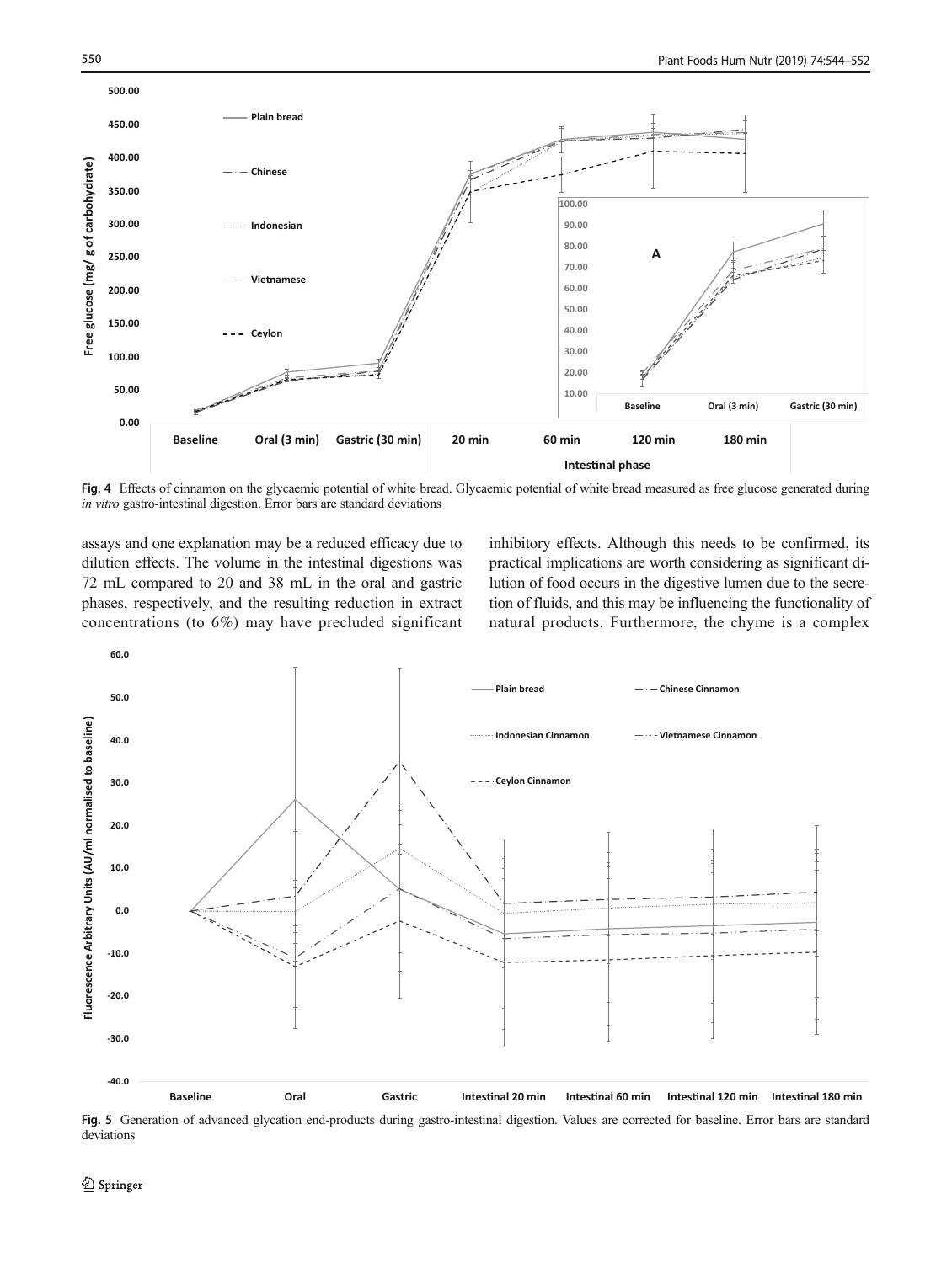**Fig. 4** Effects of cinnamon on the glycaemic potential of white bread. Glycaemic potential of white bread measured as free glucose generated during *in vitro* gastro-intestinal digestion. Error bars are standard deviations

assays and one explanation may be a reduced efficacy due to dilution effects. The volume in the intestinal digestions was 72 mL compared to 20 and 38 mL in the oral and gastric phases, respectively, and the resulting reduction in extract concentrations (to 6%) may have precluded significant inhibitory effects. Although this needs to be confirmed, its practical implications are worth considering as significant dilution of food occurs in the digestive lumen due to the secretion of fluids, and this may be influencing the functionality of natural products. Furthermore, the chyme is a complex

**Fig. 5** Generation of advanced glycation end-products during gastro-intestinal digestion. Values are corrected for baseline. Error bars are standard deviations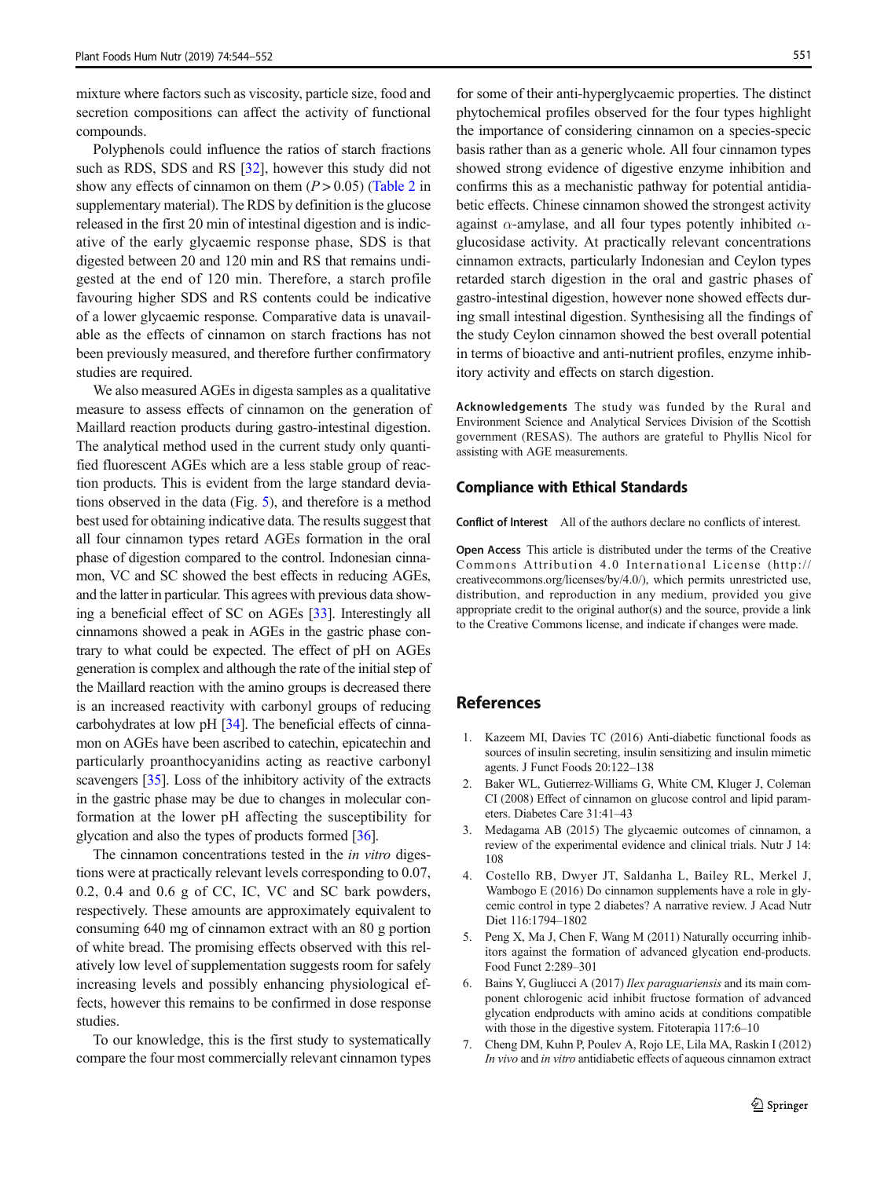mixture where factors such as viscosity, particle size, food and secretion compositions can affect the activity of functional compounds.

Polyphenols could influence the ratios of starch fractions such as RDS, SDS and RS [32], however this study did not show any effects of cinnamon on them ($P > 0.05$) (Table 2 in supplementary material). The RDS by definition is the glucose released in the first 20 min of intestinal digestion and is indicative of the early glycaemic response phase, SDS is that digested between 20 and 120 min and RS that remains undigested at the end of 120 min. Therefore, a starch profile favouring higher SDS and RS contents could be indicative of a lower glycaemic response. Comparative data is unavailable as the effects of cinnamon on starch fractions has not been previously measured, and therefore further confirmatory studies are required.

We also measured AGEs in digesta samples as a qualitative measure to assess effects of cinnamon on the generation of Maillard reaction products during gastro-intestinal digestion. The analytical method used in the current study only quantified fluorescent AGEs which are a less stable group of reaction products. This is evident from the large standard deviations observed in the data (Fig. 5), and therefore is a method best used for obtaining indicative data. The results suggest that all four cinnamon types retard AGEs formation in the oral phase of digestion compared to the control. Indonesian cinnamon, VC and SC showed the best effects in reducing AGEs, and the latter in particular. This agrees with previous data showing a beneficial effect of SC on AGEs [33]. Interestingly all cinnamons showed a peak in AGEs in the gastric phase contrary to what could be expected. The effect of pH on AGEs generation is complex and although the rate of the initial step of the Maillard reaction with the amino groups is decreased there is an increased reactivity with carbonyl groups of reducing carbohydrates at low pH [34]. The beneficial effects of cinnamon on AGEs have been ascribed to catechin, epicatechin and particularly proanthocyanidins acting as reactive carbonyl scavengers [35]. Loss of the inhibitory activity of the extracts in the gastric phase may be due to changes in molecular conformation at the lower pH affecting the susceptibility for glycation and also the types of products formed [36].

The cinnamon concentrations tested in the *in vitro* digestions were at practically relevant levels corresponding to 0.07, 0.2, 0.4 and 0.6 g of CC, IC, VC and SC bark powders, respectively. These amounts are approximately equivalent to consuming 640 mg of cinnamon extract with an 80 g portion of white bread. The promising effects observed with this relatively low level of supplementation suggests room for safely increasing levels and possibly enhancing physiological effects, however this remains to be confirmed in dose response studies.

To our knowledge, this is the first study to systematically compare the four most commercially relevant cinnamon types for some of their anti-hyperglycaemic properties. The distinct phytochemical profiles observed for the four types highlight the importance of considering cinnamon on a species-specic basis rather than as a generic whole. All four cinnamon types showed strong evidence of digestive enzyme inhibition and confirms this as a mechanistic pathway for potential antidiabetic effects. Chinese cinnamon showed the strongest activity against α-amylase, and all four types potently inhibited α-glucosidase activity. At practically relevant concentrations cinnamon extracts, particularly Indonesian and Ceylon types retarded starch digestion in the oral and gastric phases of gastro-intestinal digestion, however none showed effects during small intestinal digestion. Synthesising all the findings of the study Ceylon cinnamon showed the best overall potential in terms of bioactive and anti-nutrient profiles, enzyme inhibitory activity and effects on starch digestion.

**Acknowledgements** The study was funded by the Rural and Environment Science and Analytical Services Division of the Scottish government (RESAS). The authors are grateful to Phyllis Nicol for assisting with AGE measurements.

## Compliance with Ethical Standards

**Conflict of Interest** All of the authors declare no conflicts of interest.

**Open Access** This article is distributed under the terms of the Creative Commons Attribution 4.0 International License (http://creativecommons.org/licenses/by/4.0/), which permits unrestricted use, distribution, and reproduction in any medium, provided you give appropriate credit to the original author(s) and the source, provide a link to the Creative Commons license, and indicate if changes were made.

## References

1. Kazeem MI, Davies TC (2016) Anti-diabetic functional foods as sources of insulin secreting, insulin sensitizing and insulin mimetic agents. J Funct Foods 20:122–138
2. Baker WL, Gutierrez-Williams G, White CM, Kluger J, Coleman CI (2008) Effect of cinnamon on glucose control and lipid parameters. Diabetes Care 31:41–43
3. Medagama AB (2015) The glycaemic outcomes of cinnamon, a review of the experimental evidence and clinical trials. Nutr J 14:108
4. Costello RB, Dwyer JT, Saldanha L, Bailey RL, Merkel J, Wambogo E (2016) Do cinnamon supplements have a role in glycemic control in type 2 diabetes? A narrative review. J Acad Nutr Diet 116:1794–1802
5. Peng X, Ma J, Chen F, Wang M (2011) Naturally occurring inhibitors against the formation of advanced glycation end-products. Food Funct 2:289–301
6. Bains Y, Gugliucci A (2017) *Ilex paraguariensis* and its main component chlorogenic acid inhibit fructose formation of advanced glycation endproducts with amino acids at conditions compatible with those in the digestive system. Fitoterapia 117:6–10
7. Cheng DM, Kuhn P, Poulev A, Rojo LE, Lila MA, Raskin I (2012) *In vivo* and *in vitro* antidiabetic effects of aqueous cinnamon extract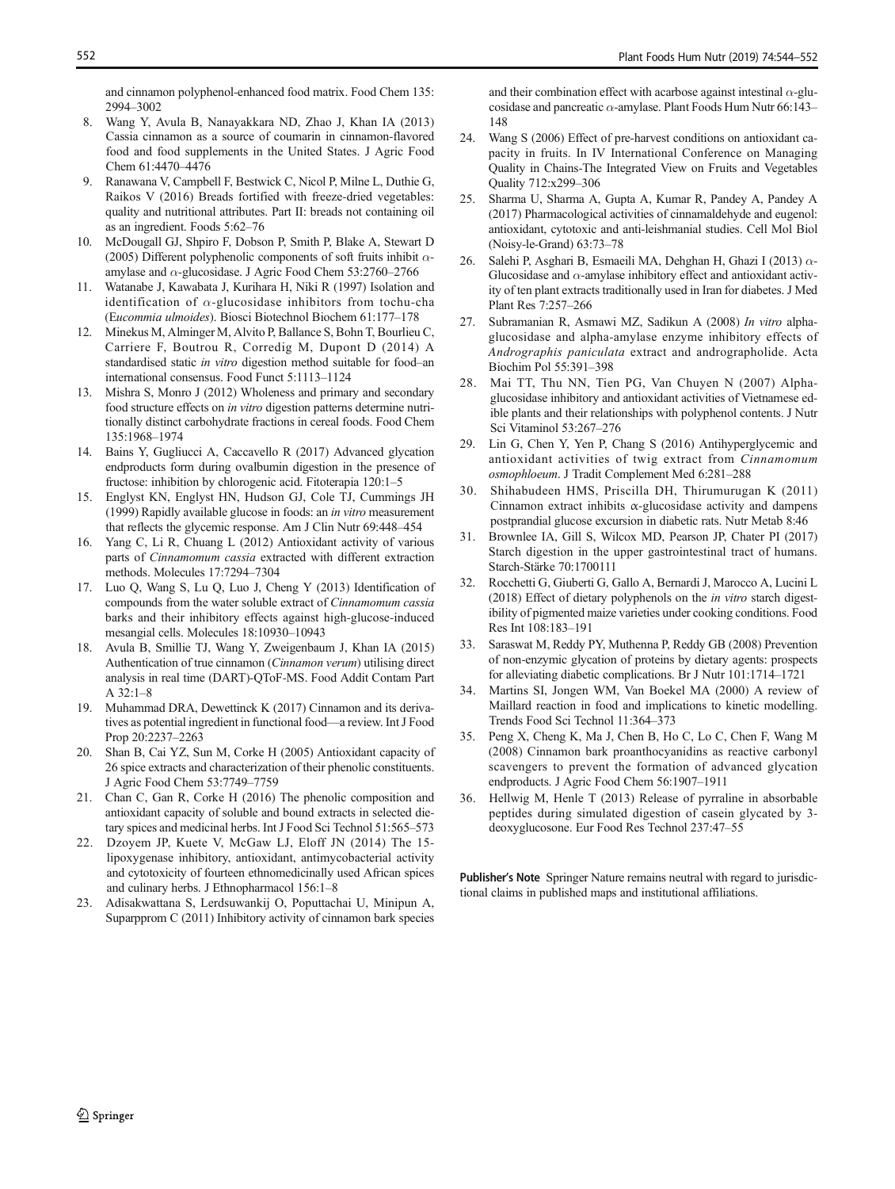and cinnamon polyphenol-enhanced food matrix. Food Chem 135: 2994–3002

8. Wang Y, Avula B, Nanayakkara ND, Zhao J, Khan IA (2013) Cassia cinnamon as a source of coumarin in cinnamon-flavored food and food supplements in the United States. J Agric Food Chem 61:4470–4476
9. Ranawana V, Campbell F, Bestwick C, Nicol P, Milne L, Duthie G, Raikos V (2016) Breads fortified with freeze-dried vegetables: quality and nutritional attributes. Part II: breads not containing oil as an ingredient. Foods 5:62–76
10. McDougall GJ, Shpiro F, Dobson P, Smith P, Blake A, Stewart D (2005) Different polyphenolic components of soft fruits inhibit $\alpha$-amylase and $\alpha$-glucosidase. J Agric Food Chem 53:2760–2766
11. Watanabe J, Kawabata J, Kurihara H, Niki R (1997) Isolation and identification of $\alpha$-glucosidase inhibitors from tochu-cha (*Eucommia ulmoides*). Biosci Biotechnol Biochem 61:177–178
12. Minekus M, Alminger M, Alvito P, Ballance S, Bohn T, Bourlieu C, Carriere F, Boutrou R, Corredig M, Dupont D (2014) A standardised static *in vitro* digestion method suitable for food–an international consensus. Food Funct 5:1113–1124
13. Mishra S, Monro J (2012) Wholeness and primary and secondary food structure effects on *in vitro* digestion patterns determine nutritionally distinct carbohydrate fractions in cereal foods. Food Chem 135:1968–1974
14. Bains Y, Gugliucci A, Caccavello R (2017) Advanced glycation endproducts form during ovalbumin digestion in the presence of fructose: inhibition by chlorogenic acid. Fitoterapia 120:1–5
15. Englyst KN, Englyst HN, Hudson GJ, Cole TJ, Cummings JH (1999) Rapidly available glucose in foods: an *in vitro* measurement that reflects the glycemic response. Am J Clin Nutr 69:448–454
16. Yang C, Li R, Chuang L (2012) Antioxidant activity of various parts of *Cinnamomum cassia* extracted with different extraction methods. Molecules 17:7294–7304
17. Luo Q, Wang S, Lu Q, Luo J, Cheng Y (2013) Identification of compounds from the water soluble extract of *Cinnamomum cassia* barks and their inhibitory effects against high-glucose-induced mesangial cells. Molecules 18:10930–10943
18. Avula B, Smillie TJ, Wang Y, Zweigenbaum J, Khan IA (2015) Authentication of true cinnamon (*Cinnamon verum*) utilising direct analysis in real time (DART)-QToF-MS. Food Addit Contam Part A 32:1–8
19. Muhammad DRA, Dewettinck K (2017) Cinnamon and its derivatives as potential ingredient in functional food—a review. Int J Food Prop 20:2237–2263
20. Shan B, Cai YZ, Sun M, Corke H (2005) Antioxidant capacity of 26 spice extracts and characterization of their phenolic constituents. J Agric Food Chem 53:7749–7759
21. Chan C, Gan R, Corke H (2016) The phenolic composition and antioxidant capacity of soluble and bound extracts in selected dietary spices and medicinal herbs. Int J Food Sci Technol 51:565–573
22. Dzoyem JP, Kuete V, McGaw LJ, Eloff JN (2014) The 15-lipoxygenase inhibitory, antioxidant, antimycobacterial activity and cytotoxicity of fourteen ethnomedicinally used African spices and culinary herbs. J Ethnopharmacol 156:1–8
23. Adisakwattana S, Lerdsuwankij O, Poputtachai U, Minipun A, Suparpprom C (2011) Inhibitory activity of cinnamon bark species and their combination effect with acarbose against intestinal $\alpha$-glucosidase and pancreatic $\alpha$-amylase. Plant Foods Hum Nutr 66:143–148
24. Wang S (2006) Effect of pre-harvest conditions on antioxidant capacity in fruits. In IV International Conference on Managing Quality in Chains-The Integrated View on Fruits and Vegetables Quality 712:x299–306
25. Sharma U, Sharma A, Gupta A, Kumar R, Pandey A, Pandey A (2017) Pharmacological activities of cinnamaldehyde and eugenol: antioxidant, cytotoxic and anti-leishmanial studies. Cell Mol Biol (Noisy-le-Grand) 63:73–78
26. Salehi P, Asghari B, Esmaeili MA, Dehghan H, Ghazi I (2013) $\alpha$-Glucosidase and $\alpha$-amylase inhibitory effect and antioxidant activity of ten plant extracts traditionally used in Iran for diabetes. J Med Plant Res 7:257–266
27. Subramanian R, Asmawi MZ, Sadikun A (2008) *In vitro* alpha-glucosidase and alpha-amylase enzyme inhibitory effects of *Andrographis paniculata* extract and andrographolide. Acta Biochim Pol 55:391–398
28. Mai TT, Thu NN, Tien PG, Van Chuyen N (2007) Alpha-glucosidase inhibitory and antioxidant activities of Vietnamese edible plants and their relationships with polyphenol contents. J Nutr Sci Vitaminol 53:267–276
29. Lin G, Chen Y, Yen P, Chang S (2016) Antihyperglycemic and antioxidant activities of twig extract from *Cinnamomum osmophloeum*. J Tradit Complement Med 6:281–288
30. Shihabudeen HMS, Priscilla DH, Thirumurugan K (2011) Cinnamon extract inhibits $\alpha$-glucosidase activity and dampens postprandial glucose excursion in diabetic rats. Nutr Metab 8:46
31. Brownlee IA, Gill S, Wilcox MD, Pearson JP, Chater PI (2017) Starch digestion in the upper gastrointestinal tract of humans. Starch-Stärke 70:1700111
32. Rocchetti G, Giuberti G, Gallo A, Bernardi J, Marocco A, Lucini L (2018) Effect of dietary polyphenols on the *in vitro* starch digestibility of pigmented maize varieties under cooking conditions. Food Res Int 108:183–191
33. Saraswat M, Reddy PY, Muthenna P, Reddy GB (2008) Prevention of non-enzymic glycation of proteins by dietary agents: prospects for alleviating diabetic complications. Br J Nutr 101:1714–1721
34. Martins SI, Jongen WM, Van Boekel MA (2000) A review of Maillard reaction in food and implications to kinetic modelling. Trends Food Sci Technol 11:364–373
35. Peng X, Cheng K, Ma J, Chen B, Ho C, Lo C, Chen F, Wang M (2008) Cinnamon bark proanthocyanidins as reactive carbonyl scavengers to prevent the formation of advanced glycation endproducts. J Agric Food Chem 56:1907–1911
36. Hellwig M, Henle T (2013) Release of pyrraline in absorbable peptides during simulated digestion of casein glycated by 3-deoxyglucosone. Eur Food Res Technol 237:47–55

**Publisher's Note** Springer Nature remains neutral with regard to jurisdictional claims in published maps and institutional affiliations.